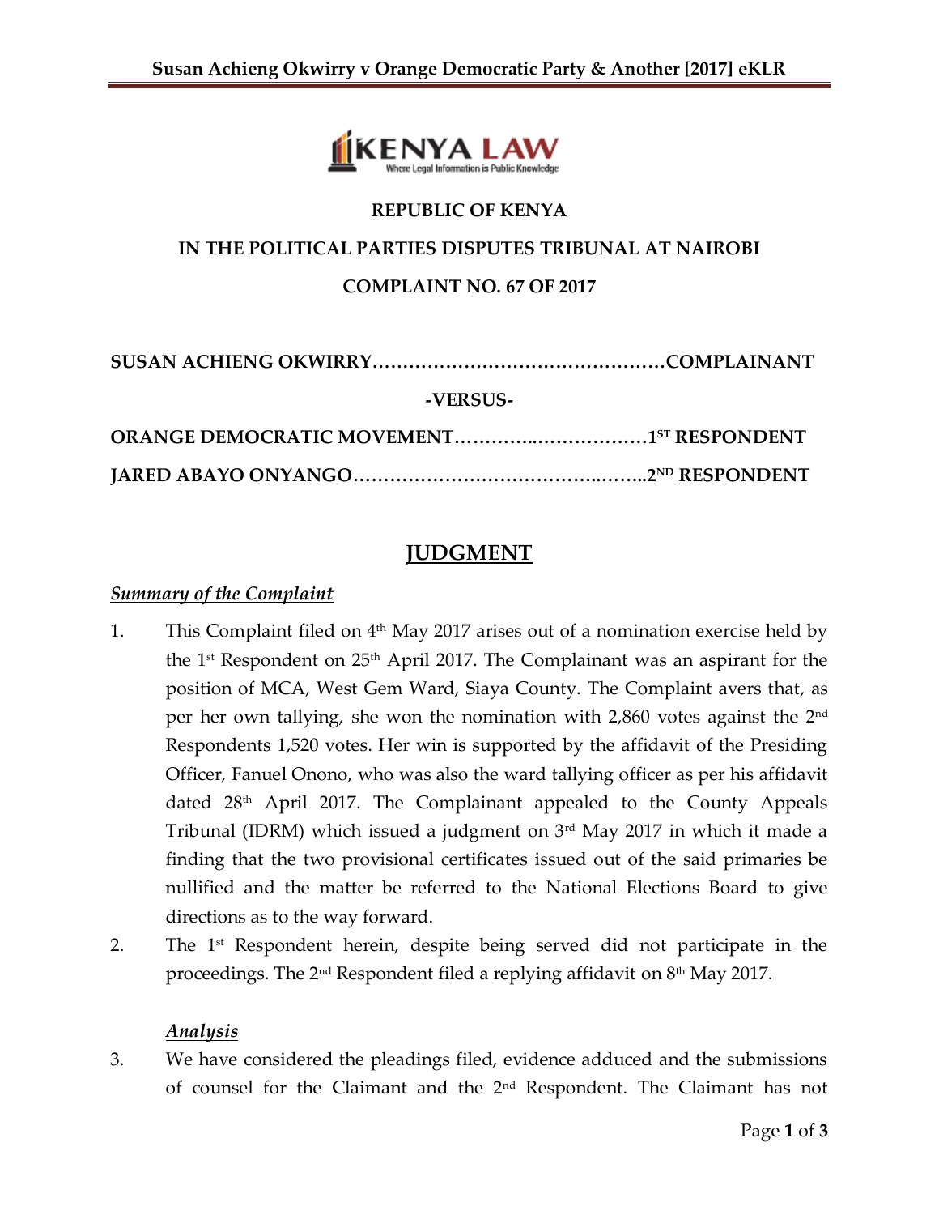**REPUBLIC OF KENYA**

**IN THE POLITICAL PARTIES DISPUTES TRIBUNAL AT NAIROBI**

**COMPLAINT NO. 67 OF 2017**

**SUSAN ACHIENG OKWIRRY……………………………………….COMPLAINANT**

**-VERSUS-**

**ORANGE DEMOCRATIC MOVEMENT…………..………………1ST RESPONDENT**

**JARED ABAYO ONYANGO……………………………….……..2ND RESPONDENT**

# JUDGMENT

***Summary of the Complaint***

1. This Complaint filed on 4th May 2017 arises out of a nomination exercise held by the 1st Respondent on 25th April 2017. The Complainant was an aspirant for the position of MCA, West Gem Ward, Siaya County. The Complaint avers that, as per her own tallying, she won the nomination with 2,860 votes against the 2nd Respondents 1,520 votes. Her win is supported by the affidavit of the Presiding Officer, Fanuel Onono, who was also the ward tallying officer as per his affidavit dated 28th April 2017. The Complainant appealed to the County Appeals Tribunal (IDRM) which issued a judgment on 3rd May 2017 in which it made a finding that the two provisional certificates issued out of the said primaries be nullified and the matter be referred to the National Elections Board to give directions as to the way forward.
2. The 1st Respondent herein, despite being served did not participate in the proceedings. The 2nd Respondent filed a replying affidavit on 8th May 2017.

***Analysis***

3. We have considered the pleadings filed, evidence adduced and the submissions of counsel for the Claimant and the 2nd Respondent. The Claimant has not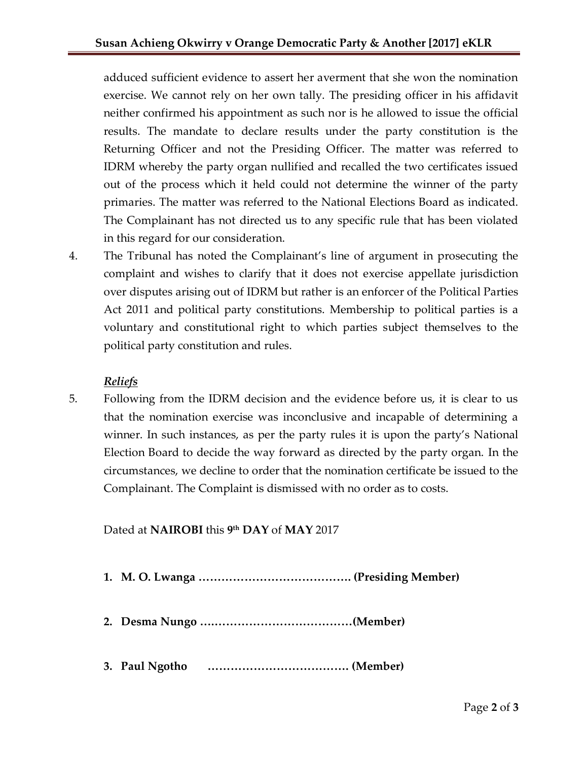adduced sufficient evidence to assert her averment that she won the nomination exercise. We cannot rely on her own tally. The presiding officer in his affidavit neither confirmed his appointment as such nor is he allowed to issue the official results. The mandate to declare results under the party constitution is the Returning Officer and not the Presiding Officer. The matter was referred to IDRM whereby the party organ nullified and recalled the two certificates issued out of the process which it held could not determine the winner of the party primaries. The matter was referred to the National Elections Board as indicated. The Complainant has not directed us to any specific rule that has been violated in this regard for our consideration.

4. The Tribunal has noted the Complainant's line of argument in prosecuting the complaint and wishes to clarify that it does not exercise appellate jurisdiction over disputes arising out of IDRM but rather is an enforcer of the Political Parties Act 2011 and political party constitutions. Membership to political parties is a voluntary and constitutional right to which parties subject themselves to the political party constitution and rules.

***Reliefs***

5. Following from the IDRM decision and the evidence before us, it is clear to us that the nomination exercise was inconclusive and incapable of determining a winner. In such instances, as per the party rules it is upon the party's National Election Board to decide the way forward as directed by the party organ. In the circumstances, we decline to order that the nomination certificate be issued to the Complainant. The Complaint is dismissed with no order as to costs.

Dated at **NAIROBI** this **9th DAY** of **MAY** 2017

1. **M. O. Lwanga …………………………………. (Presiding Member)**

2. **Desma Nungo …………………………………(Member)**

3. **Paul Ngotho ………………………………. (Member)**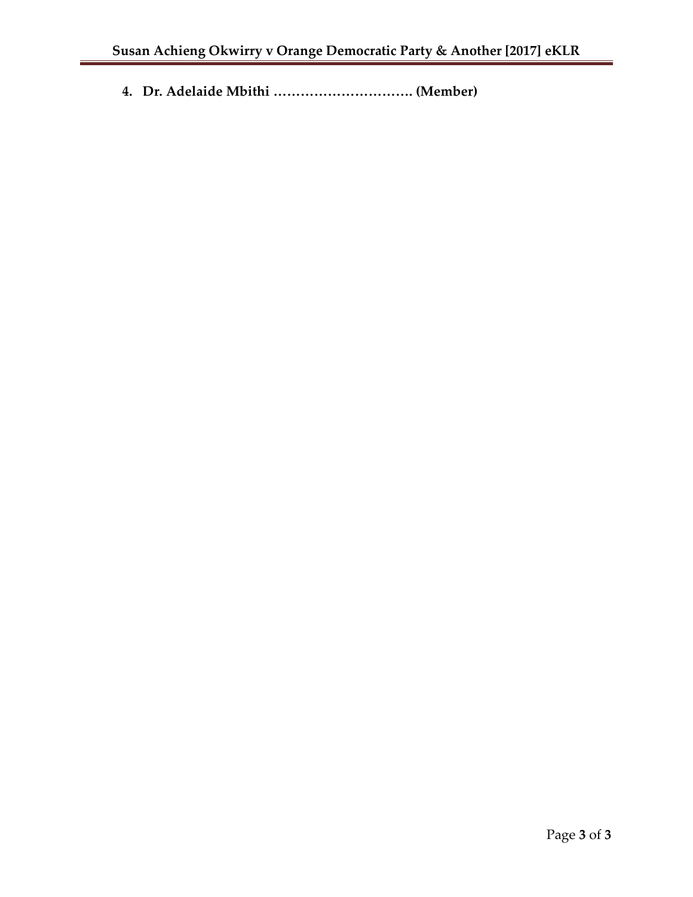4. **Dr. Adelaide Mbithi …………………………. (Member)**